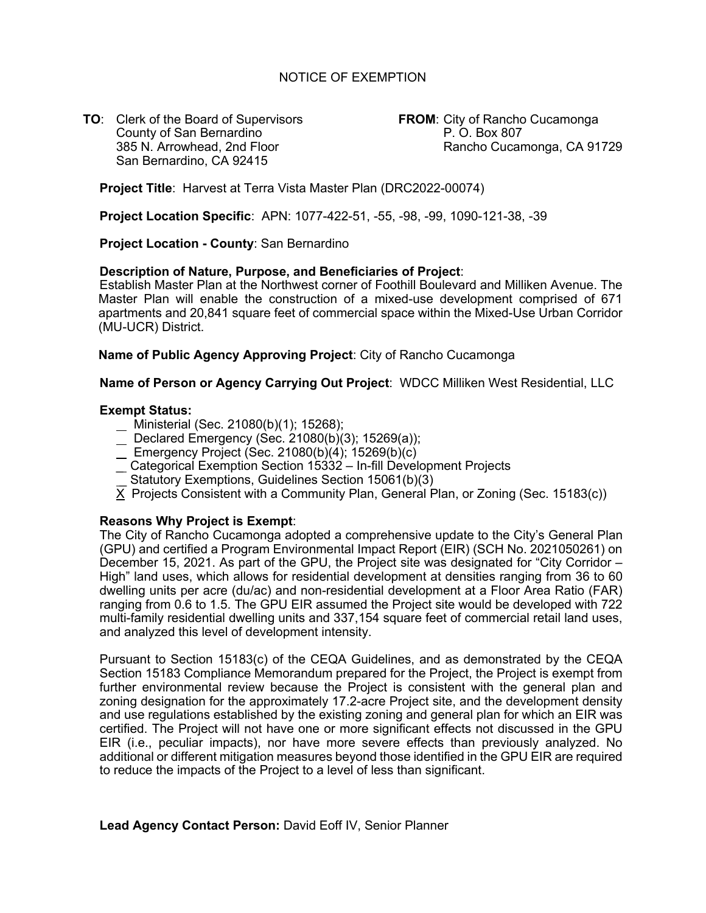# NOTICE OF EXEMPTION

**TO**: Clerk of the Board of Supervisors
County of San Bernardino
385 N. Arrowhead, 2nd Floor
San Bernardino, CA 92415

**FROM**: City of Rancho Cucamonga
P. O. Box 807
Rancho Cucamonga, CA 91729

**Project Title**: Harvest at Terra Vista Master Plan (DRC2022-00074)

**Project Location Specific**: APN: 1077-422-51, -55, -98, -99, 1090-121-38, -39

**Project Location - County**: San Bernardino

**Description of Nature, Purpose, and Beneficiaries of Project**:
Establish Master Plan at the Northwest corner of Foothill Boulevard and Milliken Avenue. The Master Plan will enable the construction of a mixed-use development comprised of 671 apartments and 20,841 square feet of commercial space within the Mixed-Use Urban Corridor (MU-UCR) District.

**Name of Public Agency Approving Project**: City of Rancho Cucamonga

**Name of Person or Agency Carrying Out Project**: WDCC Milliken West Residential, LLC

**Exempt Status:**

- \_ Ministerial (Sec. 21080(b)(1); 15268);
- \_ Declared Emergency (Sec. 21080(b)(3); 15269(a));
- \_ Emergency Project (Sec. 21080(b)(4); 15269(b)(c)
- \_ Categorical Exemption Section 15332 – In-fill Development Projects
- \_ Statutory Exemptions, Guidelines Section 15061(b)(3)
- X Projects Consistent with a Community Plan, General Plan, or Zoning (Sec. 15183(c))

**Reasons Why Project is Exempt**:
The City of Rancho Cucamonga adopted a comprehensive update to the City's General Plan (GPU) and certified a Program Environmental Impact Report (EIR) (SCH No. 2021050261) on December 15, 2021. As part of the GPU, the Project site was designated for "City Corridor – High" land uses, which allows for residential development at densities ranging from 36 to 60 dwelling units per acre (du/ac) and non-residential development at a Floor Area Ratio (FAR) ranging from 0.6 to 1.5. The GPU EIR assumed the Project site would be developed with 722 multi-family residential dwelling units and 337,154 square feet of commercial retail land uses, and analyzed this level of development intensity.

Pursuant to Section 15183(c) of the CEQA Guidelines, and as demonstrated by the CEQA Section 15183 Compliance Memorandum prepared for the Project, the Project is exempt from further environmental review because the Project is consistent with the general plan and zoning designation for the approximately 17.2-acre Project site, and the development density and use regulations established by the existing zoning and general plan for which an EIR was certified. The Project will not have one or more significant effects not discussed in the GPU EIR (i.e., peculiar impacts), nor have more severe effects than previously analyzed. No additional or different mitigation measures beyond those identified in the GPU EIR are required to reduce the impacts of the Project to a level of less than significant.

**Lead Agency Contact Person:** David Eoff IV, Senior Planner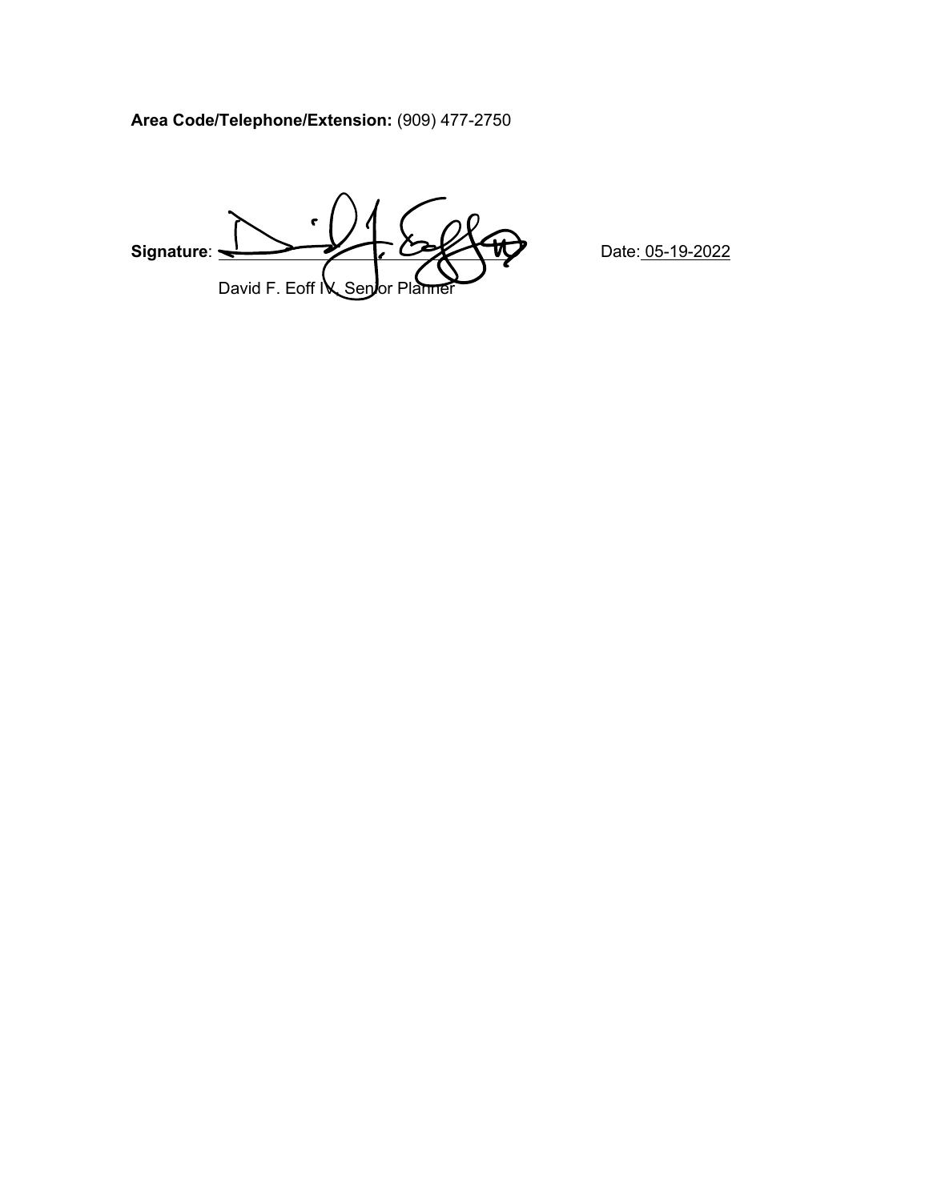**Area Code/Telephone/Extension:** (909) 477-2750

**Signature**: ______________________________ Date: 05-19-2022

David F. Eoff IV, Senior Planner